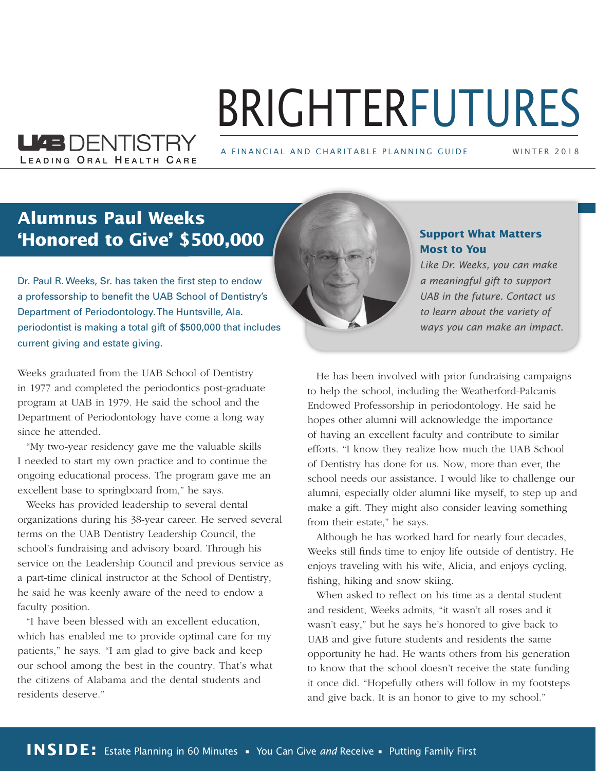UAB DENTISTRY
LEADING ORAL HEALTH CARE

# BRIGHTERFUTURES

A FINANCIAL AND CHARITABLE PLANNING GUIDE — WINTER 2018

## Alumnus Paul Weeks 'Honored to Give' $500,000

Dr. Paul R. Weeks, Sr. has taken the first step to endow a professorship to benefit the UAB School of Dentistry's Department of Periodontology. The Huntsville, Ala. periodontist is making a total gift of $500,000 that includes current giving and estate giving.

Weeks graduated from the UAB School of Dentistry in 1977 and completed the periodontics post-graduate program at UAB in 1979. He said the school and the Department of Periodontology have come a long way since he attended.

"My two-year residency gave me the valuable skills I needed to start my own practice and to continue the ongoing educational process. The program gave me an excellent base to springboard from," he says.

Weeks has provided leadership to several dental organizations during his 38-year career. He served several terms on the UAB Dentistry Leadership Council, the school's fundraising and advisory board. Through his service on the Leadership Council and previous service as a part-time clinical instructor at the School of Dentistry, he said he was keenly aware of the need to endow a faculty position.

"I have been blessed with an excellent education, which has enabled me to provide optimal care for my patients," he says. "I am glad to give back and keep our school among the best in the country. That's what the citizens of Alabama and the dental students and residents deserve."

### Support What Matters Most to You

*Like Dr. Weeks, you can make a meaningful gift to support UAB in the future. Contact us to learn about the variety of ways you can make an impact.*

He has been involved with prior fundraising campaigns to help the school, including the Weatherford-Palcanis Endowed Professorship in periodontology. He said he hopes other alumni will acknowledge the importance of having an excellent faculty and contribute to similar efforts. "I know they realize how much the UAB School of Dentistry has done for us. Now, more than ever, the school needs our assistance. I would like to challenge our alumni, especially older alumni like myself, to step up and make a gift. They might also consider leaving something from their estate," he says.

Although he has worked hard for nearly four decades, Weeks still finds time to enjoy life outside of dentistry. He enjoys traveling with his wife, Alicia, and enjoys cycling, fishing, hiking and snow skiing.

When asked to reflect on his time as a dental student and resident, Weeks admits, "it wasn't all roses and it wasn't easy," but he says he's honored to give back to UAB and give future students and residents the same opportunity he had. He wants others from his generation to know that the school doesn't receive the state funding it once did. "Hopefully others will follow in my footsteps and give back. It is an honor to give to my school."

**INSIDE:** Estate Planning in 60 Minutes ▪ You Can Give *and* Receive ▪ Putting Family First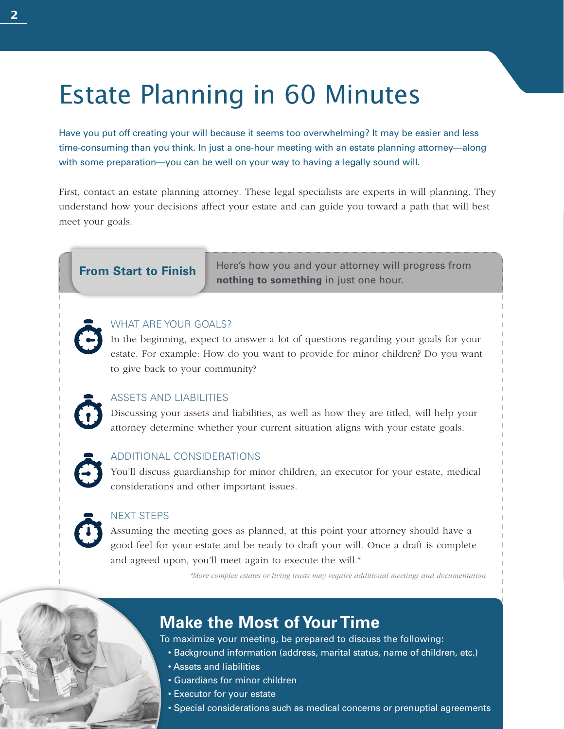# Estate Planning in 60 Minutes

Have you put off creating your will because it seems too overwhelming? It may be easier and less time-consuming than you think. In just a one-hour meeting with an estate planning attorney—along with some preparation—you can be well on your way to having a legally sound will.

First, contact an estate planning attorney. These legal specialists are experts in will planning. They understand how your decisions affect your estate and can guide you toward a path that will best meet your goals.

## From Start to Finish

Here's how you and your attorney will progress from **nothing to something** in just one hour.

### WHAT ARE YOUR GOALS?

In the beginning, expect to answer a lot of questions regarding your goals for your estate. For example: How do you want to provide for minor children? Do you want to give back to your community?

### ASSETS AND LIABILITIES

Discussing your assets and liabilities, as well as how they are titled, will help your attorney determine whether your current situation aligns with your estate goals.

### ADDITIONAL CONSIDERATIONS

You'll discuss guardianship for minor children, an executor for your estate, medical considerations and other important issues.

### NEXT STEPS

Assuming the meeting goes as planned, at this point your attorney should have a good feel for your estate and be ready to draft your will. Once a draft is complete and agreed upon, you'll meet again to execute the will.*

*\*More complex estates or living trusts may require additional meetings and documentation.*

## Make the Most of Your Time

To maximize your meeting, be prepared to discuss the following:

- Background information (address, marital status, name of children, etc.)
- Assets and liabilities
- Guardians for minor children
- Executor for your estate
- Special considerations such as medical concerns or prenuptial agreements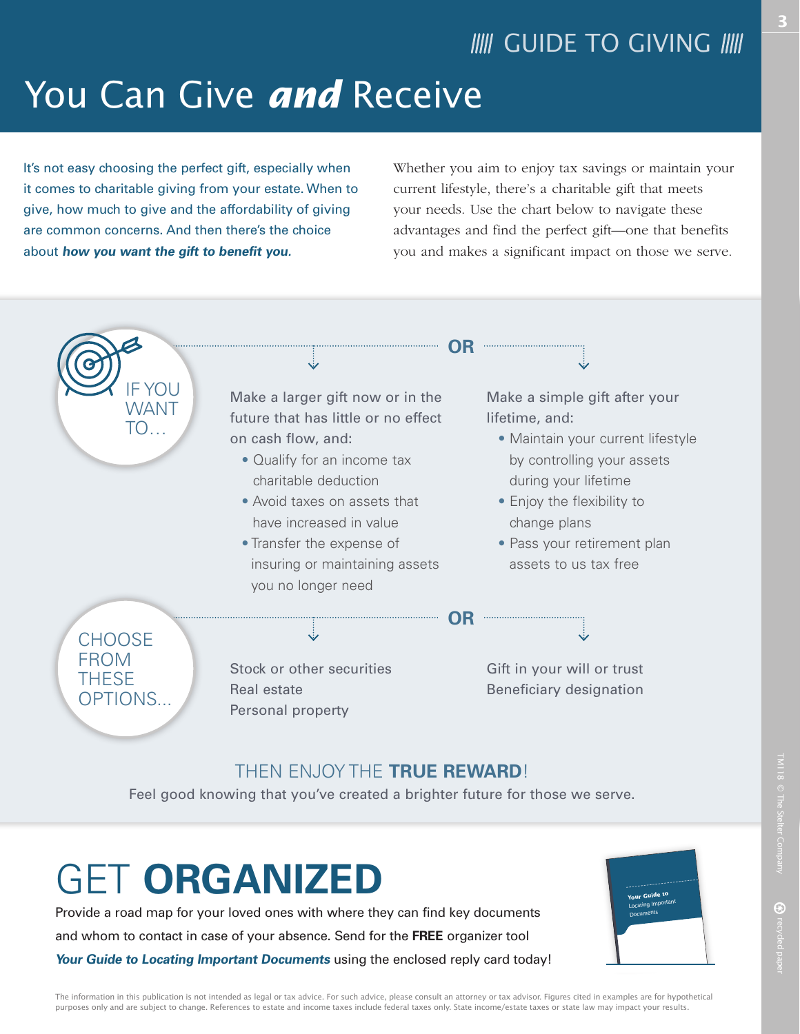# You Can Give *and* Receive

It's not easy choosing the perfect gift, especially when it comes to charitable giving from your estate. When to give, how much to give and the affordability of giving are common concerns. And then there's the choice about ***how you want the gift to benefit you.***

Whether you aim to enjoy tax savings or maintain your current lifestyle, there's a charitable gift that meets your needs. Use the chart below to navigate these advantages and find the perfect gift—one that benefits you and makes a significant impact on those we serve.

## IF YOU WANT TO…

Make a larger gift now or in the future that has little or no effect on cash flow, and:

- Qualify for an income tax charitable deduction
- Avoid taxes on assets that have increased in value
- Transfer the expense of insuring or maintaining assets you no longer need

**OR**

Make a simple gift after your lifetime, and:

- Maintain your current lifestyle by controlling your assets during your lifetime
- Enjoy the flexibility to change plans
- Pass your retirement plan assets to us tax free

## CHOOSE FROM THESE OPTIONS...

Stock or other securities
Real estate
Personal property

**OR**

Gift in your will or trust
Beneficiary designation

### THEN ENJOY THE **TRUE REWARD**!

Feel good knowing that you've created a brighter future for those we serve.

# GET **ORGANIZED**

Provide a road map for your loved ones with where they can find key documents and whom to contact in case of your absence. Send for the **FREE** organizer tool ***Your Guide to Locating Important Documents*** using the enclosed reply card today!

The information in this publication is not intended as legal or tax advice. For such advice, please consult an attorney or tax advisor. Figures cited in examples are for hypothetical purposes only and are subject to change. References to estate and income taxes include federal taxes only. State income/estate taxes or state law may impact your results.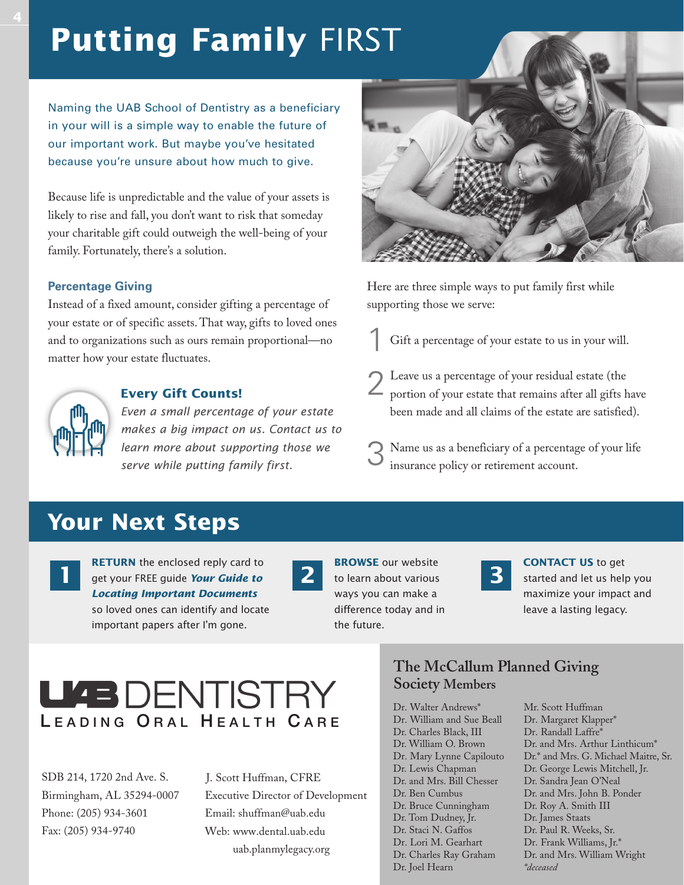# **Putting Family** FIRST

Naming the UAB School of Dentistry as a beneficiary in your will is a simple way to enable the future of our important work. But maybe you've hesitated because you're unsure about how much to give.

Because life is unpredictable and the value of your assets is likely to rise and fall, you don't want to risk that someday your charitable gift could outweigh the well-being of your family. Fortunately, there's a solution.

### Percentage Giving

Instead of a fixed amount, consider gifting a percentage of your estate or of specific assets. That way, gifts to loved ones and to organizations such as ours remain proportional—no matter how your estate fluctuates.

### Every Gift Counts!

*Even a small percentage of your estate makes a big impact on us. Contact us to learn more about supporting those we serve while putting family first.*

Here are three simple ways to put family first while supporting those we serve:

1. Gift a percentage of your estate to us in your will.
2. Leave us a percentage of your residual estate (the portion of your estate that remains after all gifts have been made and all claims of the estate are satisfied).
3. Name us as a beneficiary of a percentage of your life insurance policy or retirement account.

## Your Next Steps

1. **RETURN** the enclosed reply card to get your FREE guide ***Your Guide to Locating Important Documents*** so loved ones can identify and locate important papers after I'm gone.
2. **BROWSE** our website to learn about various ways you can make a difference today and in the future.
3. **CONTACT US** to get started and let us help you maximize your impact and leave a lasting legacy.

UAB DENTISTRY
LEADING ORAL HEALTH CARE

SDB 214, 1720 2nd Ave. S.
Birmingham, AL 35294-0007
Phone: (205) 934-3601
Fax: (205) 934-9740

J. Scott Huffman, CFRE
Executive Director of Development
Email: shuffman@uab.edu
Web: www.dental.uab.edu
uab.planmylegacy.org

### The McCallum Planned Giving Society Members

Dr. Walter Andrews*
Dr. William and Sue Beall
Dr. Charles Black, III
Dr. William O. Brown
Dr. Mary Lynne Capilouto
Dr. Lewis Chapman
Dr. and Mrs. Bill Chesser
Dr. Ben Cumbus
Dr. Bruce Cunningham
Dr. Tom Dudney, Jr.
Dr. Staci N. Gaffos
Dr. Lori M. Gearhart
Dr. Charles Ray Graham
Dr. Joel Hearn
Mr. Scott Huffman
Dr. Margaret Klapper*
Dr. Randall Laffre*
Dr. and Mrs. Arthur Linthicum*
Dr.* and Mrs. G. Michael Maitre, Sr.
Dr. George Lewis Mitchell, Jr.
Dr. Sandra Jean O'Neal
Dr. and Mrs. John B. Ponder
Dr. Roy A. Smith III
Dr. James Staats
Dr. Paul R. Weeks, Sr.
Dr. Frank Williams, Jr.*
Dr. and Mrs. William Wright

*\*deceased*